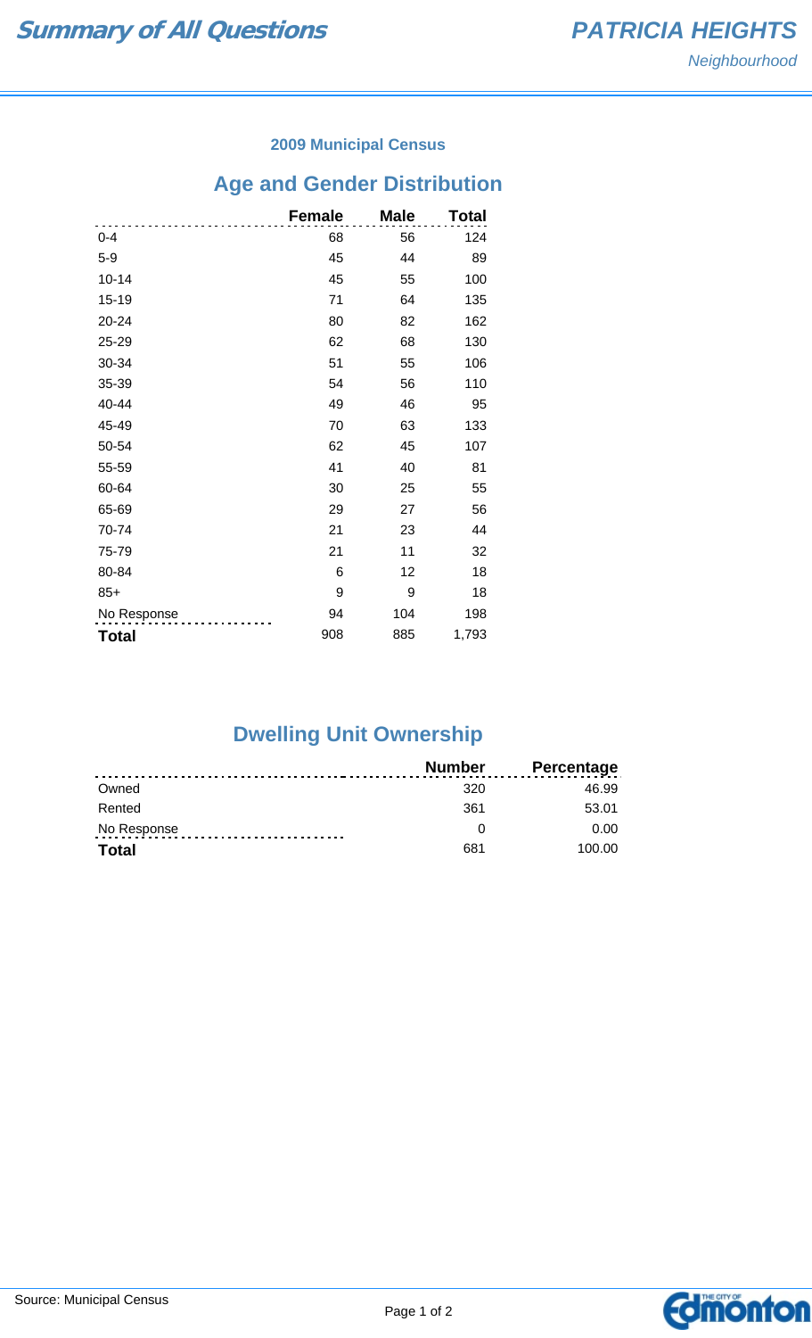# Summary of All Questions

## PATRICIA HEIGHTS

*Neighbourhood*

**2009 Municipal Census**

## Age and Gender Distribution

| | Female | Male | Total |
|---|---|---|---|
| 0-4 | 68 | 56 | 124 |
| 5-9 | 45 | 44 | 89 |
| 10-14 | 45 | 55 | 100 |
| 15-19 | 71 | 64 | 135 |
| 20-24 | 80 | 82 | 162 |
| 25-29 | 62 | 68 | 130 |
| 30-34 | 51 | 55 | 106 |
| 35-39 | 54 | 56 | 110 |
| 40-44 | 49 | 46 | 95 |
| 45-49 | 70 | 63 | 133 |
| 50-54 | 62 | 45 | 107 |
| 55-59 | 41 | 40 | 81 |
| 60-64 | 30 | 25 | 55 |
| 65-69 | 29 | 27 | 56 |
| 70-74 | 21 | 23 | 44 |
| 75-79 | 21 | 11 | 32 |
| 80-84 | 6 | 12 | 18 |
| 85+ | 9 | 9 | 18 |
| No Response | 94 | 104 | 198 |
| **Total** | 908 | 885 | 1,793 |

## Dwelling Unit Ownership

| | Number | Percentage |
|---|---|---|
| Owned | 320 | 46.99 |
| Rented | 361 | 53.01 |
| No Response | 0 | 0.00 |
| **Total** | 681 | 100.00 |

Source: Municipal Census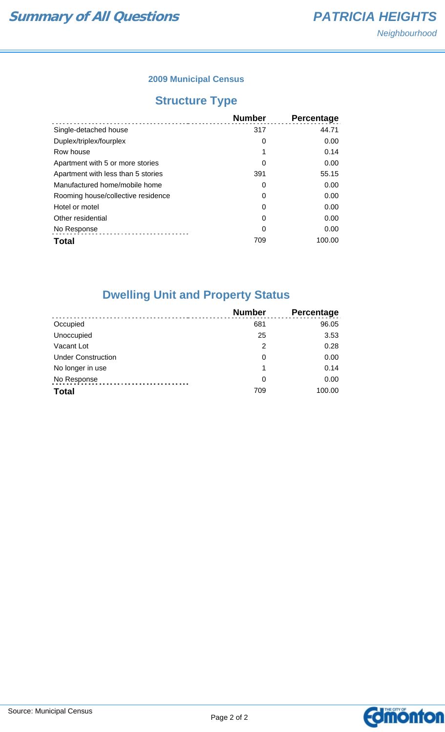# Summary of All Questions

## PATRICIA HEIGHTS

*Neighbourhood*

### 2009 Municipal Census

## Structure Type

| | Number | Percentage |
|---|---|---|
| Single-detached house | 317 | 44.71 |
| Duplex/triplex/fourplex | 0 | 0.00 |
| Row house | 1 | 0.14 |
| Apartment with 5 or more stories | 0 | 0.00 |
| Apartment with less than 5 stories | 391 | 55.15 |
| Manufactured home/mobile home | 0 | 0.00 |
| Rooming house/collective residence | 0 | 0.00 |
| Hotel or motel | 0 | 0.00 |
| Other residential | 0 | 0.00 |
| No Response | 0 | 0.00 |
| **Total** | 709 | 100.00 |

## Dwelling Unit and Property Status

| | Number | Percentage |
|---|---|---|
| Occupied | 681 | 96.05 |
| Unoccupied | 25 | 3.53 |
| Vacant Lot | 2 | 0.28 |
| Under Construction | 0 | 0.00 |
| No longer in use | 1 | 0.14 |
| No Response | 0 | 0.00 |
| **Total** | 709 | 100.00 |

Source: Municipal Census